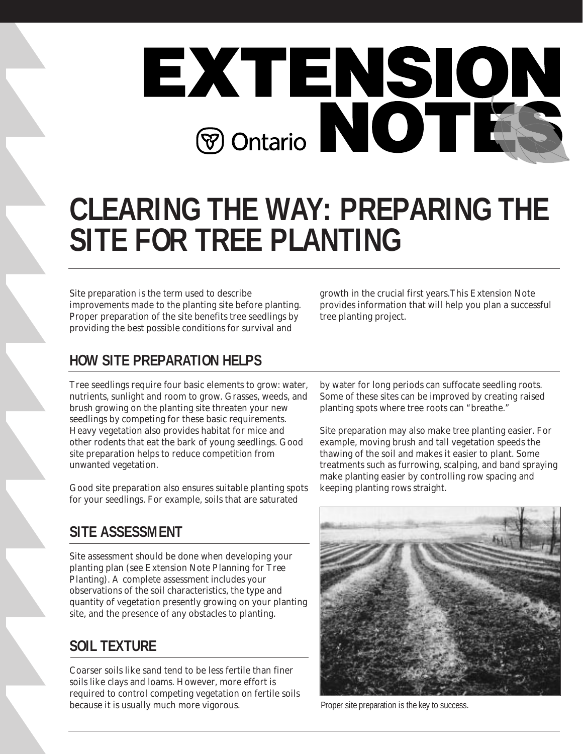# EXTENSION NOTES

Ontario

# CLEARING THE WAY: PREPARING THE SITE FOR TREE PLANTING

Site preparation is the term used to describe improvements made to the planting site before planting. Proper preparation of the site benefits tree seedlings by providing the best possible conditions for survival and growth in the crucial first years. This Extension Note provides information that will help you plan a successful tree planting project.

## HOW SITE PREPARATION HELPS

Tree seedlings require four basic elements to grow: water, nutrients, sunlight and room to grow. Grasses, weeds, and brush growing on the planting site threaten your new seedlings by competing for these basic requirements. Heavy vegetation also provides habitat for mice and other rodents that eat the bark of young seedlings. Good site preparation helps to reduce competition from unwanted vegetation.

Good site preparation also ensures suitable planting spots for your seedlings. For example, soils that are saturated by water for long periods can suffocate seedling roots. Some of these sites can be improved by creating raised planting spots where tree roots can "breathe."

Site preparation may also make tree planting easier. For example, moving brush and tall vegetation speeds the thawing of the soil and makes it easier to plant. Some treatments such as furrowing, scalping, and band spraying make planting easier by controlling row spacing and keeping planting rows straight.

Proper site preparation is the key to success.

## SITE ASSESSMENT

Site assessment should be done when developing your planting plan (see Extension Note Planning for Tree Planting). A complete assessment includes your observations of the soil characteristics, the type and quantity of vegetation presently growing on your planting site, and the presence of any obstacles to planting.

## SOIL TEXTURE

Coarser soils like sand tend to be less fertile than finer soils like clays and loams. However, more effort is required to control competing vegetation on fertile soils because it is usually much more vigorous.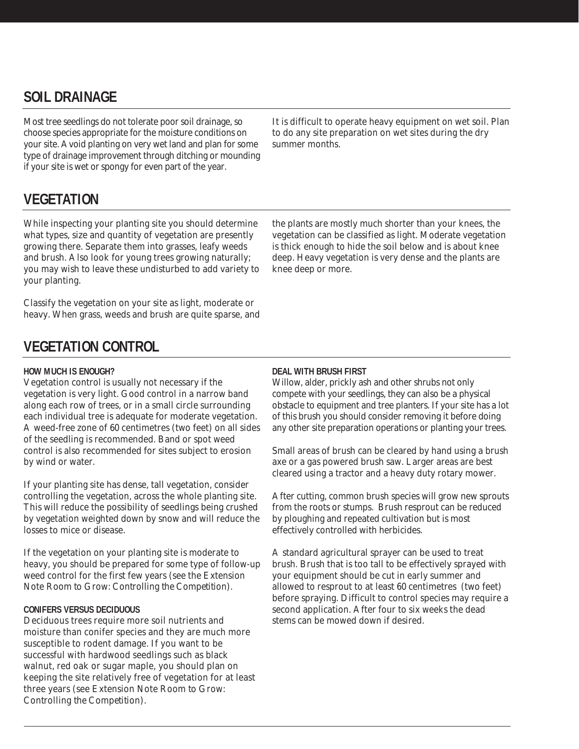## SOIL DRAINAGE

Most tree seedlings do not tolerate poor soil drainage, so choose species appropriate for the moisture conditions on your site. Avoid planting on very wet land and plan for some type of drainage improvement through ditching or mounding if your site is wet or spongy for even part of the year.

It is difficult to operate heavy equipment on wet soil. Plan to do any site preparation on wet sites during the dry summer months.

## VEGETATION

While inspecting your planting site you should determine what types, size and quantity of vegetation are presently growing there. Separate them into grasses, leafy weeds and brush. Also look for young trees growing naturally; you may wish to leave these undisturbed to add variety to your planting.

Classify the vegetation on your site as light, moderate or heavy. When grass, weeds and brush are quite sparse, and the plants are mostly much shorter than your knees, the vegetation can be classified as light. Moderate vegetation is thick enough to hide the soil below and is about knee deep. Heavy vegetation is very dense and the plants are knee deep or more.

## VEGETATION CONTROL

**HOW MUCH IS ENOUGH?**

Vegetation control is usually not necessary if the vegetation is very light. Good control in a narrow band along each row of trees, or in a small circle surrounding each individual tree is adequate for moderate vegetation. A weed-free zone of 60 centimetres (two feet) on all sides of the seedling is recommended. Band or spot weed control is also recommended for sites subject to erosion by wind or water.

If your planting site has dense, tall vegetation, consider controlling the vegetation, across the whole planting site. This will reduce the possibility of seedlings being crushed by vegetation weighted down by snow and will reduce the losses to mice or disease.

If the vegetation on your planting site is moderate to heavy, you should be prepared for some type of follow-up weed control for the first few years (see the Extension Note *Room to Grow: Controlling the Competition*).

**CONIFERS VERSUS DECIDUOUS**

Deciduous trees require more soil nutrients and moisture than conifer species and they are much more susceptible to rodent damage. If you want to be successful with hardwood seedlings such as black walnut, red oak or sugar maple, you should plan on keeping the site relatively free of vegetation for at least three years (see Extension Note *Room to Grow: Controlling the Competition*).

**DEAL WITH BRUSH FIRST**

Willow, alder, prickly ash and other shrubs not only compete with your seedlings, they can also be a physical obstacle to equipment and tree planters. If your site has a lot of this brush you should consider removing it before doing any other site preparation operations or planting your trees.

Small areas of brush can be cleared by hand using a brush axe or a gas powered brush saw. Larger areas are best cleared using a tractor and a heavy duty rotary mower.

After cutting, common brush species will grow new sprouts from the roots or stumps. Brush resprout can be reduced by ploughing and repeated cultivation but is most effectively controlled with herbicides.

A standard agricultural sprayer can be used to treat brush. Brush that is too tall to be effectively sprayed with your equipment should be cut in early summer and allowed to resprout to at least 60 centimetres (two feet) before spraying. Difficult to control species may require a second application. After four to six weeks the dead stems can be mowed down if desired.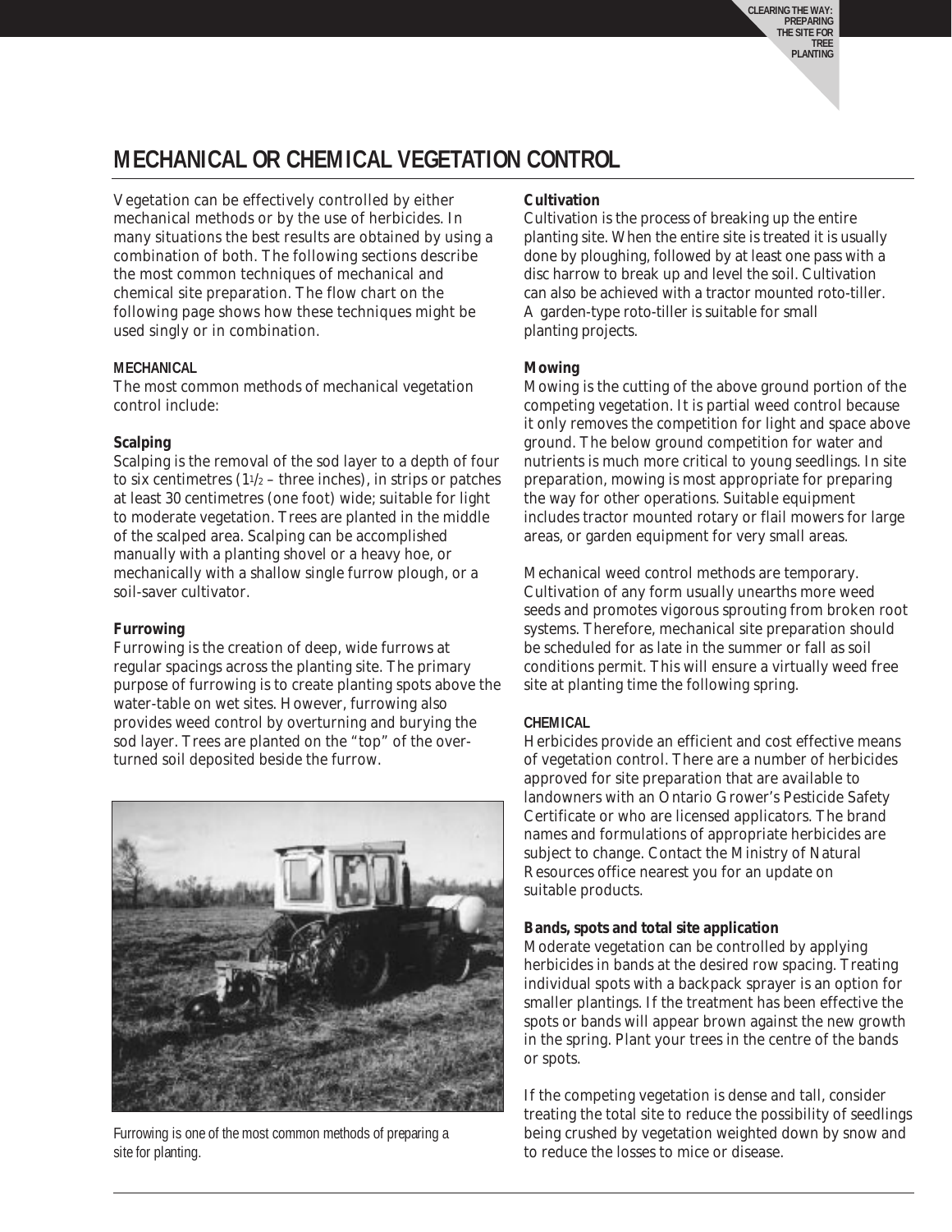# MECHANICAL OR CHEMICAL VEGETATION CONTROL

Vegetation can be effectively controlled by either mechanical methods or by the use of herbicides. In many situations the best results are obtained by using a combination of both. The following sections describe the most common techniques of mechanical and chemical site preparation. The flow chart on the following page shows how these techniques might be used singly or in combination.

## MECHANICAL

The most common methods of mechanical vegetation control include:

### Scalping

Scalping is the removal of the sod layer to a depth of four to six centimetres (1½ – three inches), in strips or patches at least 30 centimetres (one foot) wide; suitable for light to moderate vegetation. Trees are planted in the middle of the scalped area. Scalping can be accomplished manually with a planting shovel or a heavy hoe, or mechanically with a shallow single furrow plough, or a soil-saver cultivator.

### Furrowing

Furrowing is the creation of deep, wide furrows at regular spacings across the planting site. The primary purpose of furrowing is to create planting spots above the water-table on wet sites. However, furrowing also provides weed control by overturning and burying the sod layer. Trees are planted on the "top" of the overturned soil deposited beside the furrow.

Furrowing is one of the most common methods of preparing a site for planting.

### Cultivation

Cultivation is the process of breaking up the entire planting site. When the entire site is treated it is usually done by ploughing, followed by at least one pass with a disc harrow to break up and level the soil. Cultivation can also be achieved with a tractor mounted roto-tiller. A garden-type roto-tiller is suitable for small planting projects.

### Mowing

Mowing is the cutting of the above ground portion of the competing vegetation. It is partial weed control because it only removes the competition for light and space above ground. The below ground competition for water and nutrients is much more critical to young seedlings. In site preparation, mowing is most appropriate for preparing the way for other operations. Suitable equipment includes tractor mounted rotary or flail mowers for large areas, or garden equipment for very small areas.

Mechanical weed control methods are temporary. Cultivation of any form usually unearths more weed seeds and promotes vigorous sprouting from broken root systems. Therefore, mechanical site preparation should be scheduled for as late in the summer or fall as soil conditions permit. This will ensure a virtually weed free site at planting time the following spring.

## CHEMICAL

Herbicides provide an efficient and cost effective means of vegetation control. There are a number of herbicides approved for site preparation that are available to landowners with an Ontario Grower's Pesticide Safety Certificate or who are licensed applicators. The brand names and formulations of appropriate herbicides are subject to change. Contact the Ministry of Natural Resources office nearest you for an update on suitable products.

### Bands, spots and total site application

Moderate vegetation can be controlled by applying herbicides in bands at the desired row spacing. Treating individual spots with a backpack sprayer is an option for smaller plantings. If the treatment has been effective the spots or bands will appear brown against the new growth in the spring. Plant your trees in the centre of the bands or spots.

If the competing vegetation is dense and tall, consider treating the total site to reduce the possibility of seedlings being crushed by vegetation weighted down by snow and to reduce the losses to mice or disease.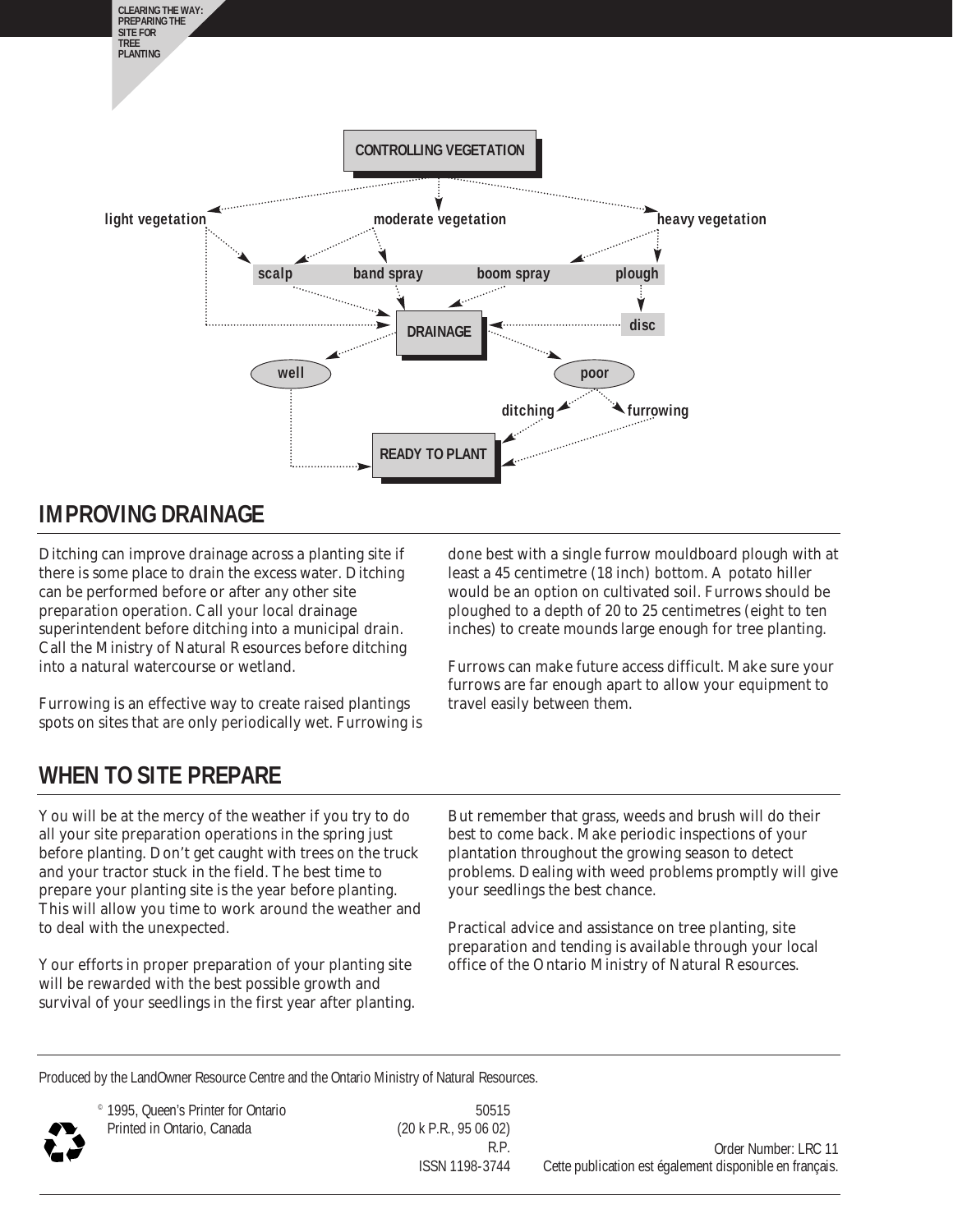CONTROLLING VEGETATION

light vegetation

moderate vegetation

heavy vegetation

scalp

band spray

boom spray

plough

DRAINAGE

disc

well

poor

ditching

furrowing

READY TO PLANT

## IMPROVING DRAINAGE

Ditching can improve drainage across a planting site if there is some place to drain the excess water. Ditching can be performed before or after any other site preparation operation. Call your local drainage superintendent before ditching into a municipal drain. Call the Ministry of Natural Resources before ditching into a natural watercourse or wetland.

Furrowing is an effective way to create raised plantings spots on sites that are only periodically wet. Furrowing is done best with a single furrow mouldboard plough with at least a 45 centimetre (18 inch) bottom. A potato hiller would be an option on cultivated soil. Furrows should be ploughed to a depth of 20 to 25 centimetres (eight to ten inches) to create mounds large enough for tree planting.

Furrows can make future access difficult. Make sure your furrows are far enough apart to allow your equipment to travel easily between them.

## WHEN TO SITE PREPARE

You will be at the mercy of the weather if you try to do all your site preparation operations in the spring just before planting. Don't get caught with trees on the truck and your tractor stuck in the field. The best time to prepare your planting site is the year before planting. This will allow you time to work around the weather and to deal with the unexpected.

Your efforts in proper preparation of your planting site will be rewarded with the best possible growth and survival of your seedlings in the first year after planting.

But remember that grass, weeds and brush will do their best to come back. Make periodic inspections of your plantation throughout the growing season to detect problems. Dealing with weed problems promptly will give your seedlings the best chance.

Practical advice and assistance on tree planting, site preparation and tending is available through your local office of the Ontario Ministry of Natural Resources.

---

Produced by the LandOwner Resource Centre and the Ontario Ministry of Natural Resources.

© 1995, Queen's Printer for Ontario
Printed in Ontario, Canada

50515
(20 k P.R., 95 06 02)
R.P.
ISSN 1198-3744

Order Number: LRC 11
Cette publication est également disponible en français.